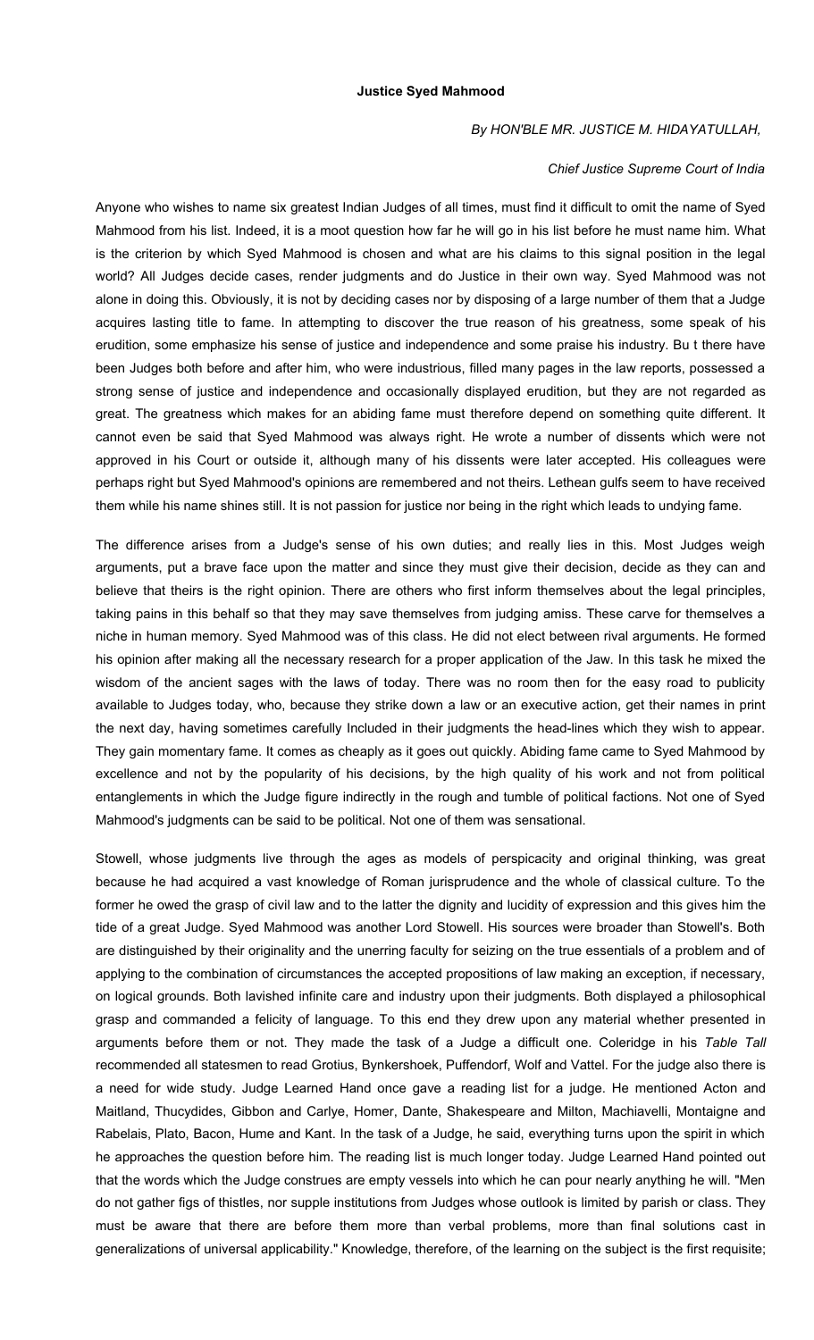# Justice Syed Mahmood

*By HON'BLE MR. JUSTICE M. HIDAYATULLAH,*

*Chief Justice Supreme Court of India*

Anyone who wishes to name six greatest Indian Judges of all times, must find it difficult to omit the name of Syed Mahmood from his list. Indeed, it is a moot question how far he will go in his list before he must name him. What is the criterion by which Syed Mahmood is chosen and what are his claims to this signal position in the legal world? All Judges decide cases, render judgments and do Justice in their own way. Syed Mahmood was not alone in doing this. Obviously, it is not by deciding cases nor by disposing of a large number of them that a Judge acquires lasting title to fame. In attempting to discover the true reason of his greatness, some speak of his erudition, some emphasize his sense of justice and independence and some praise his industry. Bu t there have been Judges both before and after him, who were industrious, filled many pages in the law reports, possessed a strong sense of justice and independence and occasionally displayed erudition, but they are not regarded as great. The greatness which makes for an abiding fame must therefore depend on something quite different. It cannot even be said that Syed Mahmood was always right. He wrote a number of dissents which were not approved in his Court or outside it, although many of his dissents were later accepted. His colleagues were perhaps right but Syed Mahmood's opinions are remembered and not theirs. Lethean gulfs seem to have received them while his name shines still. It is not passion for justice nor being in the right which leads to undying fame.

The difference arises from a Judge's sense of his own duties; and really lies in this. Most Judges weigh arguments, put a brave face upon the matter and since they must give their decision, decide as they can and believe that theirs is the right opinion. There are others who first inform themselves about the legal principles, taking pains in this behalf so that they may save themselves from judging amiss. These carve for themselves a niche in human memory. Syed Mahmood was of this class. He did not elect between rival arguments. He formed his opinion after making all the necessary research for a proper application of the Jaw. In this task he mixed the wisdom of the ancient sages with the laws of today. There was no room then for the easy road to publicity available to Judges today, who, because they strike down a law or an executive action, get their names in print the next day, having sometimes carefully Included in their judgments the head-lines which they wish to appear. They gain momentary fame. It comes as cheaply as it goes out quickly. Abiding fame came to Syed Mahmood by excellence and not by the popularity of his decisions, by the high quality of his work and not from political entanglements in which the Judge figure indirectly in the rough and tumble of political factions. Not one of Syed Mahmood's judgments can be said to be political. Not one of them was sensational.

Stowell, whose judgments live through the ages as models of perspicacity and original thinking, was great because he had acquired a vast knowledge of Roman jurisprudence and the whole of classical culture. To the former he owed the grasp of civil law and to the latter the dignity and lucidity of expression and this gives him the tide of a great Judge. Syed Mahmood was another Lord Stowell. His sources were broader than Stowell's. Both are distinguished by their originality and the unerring faculty for seizing on the true essentials of a problem and of applying to the combination of circumstances the accepted propositions of law making an exception, if necessary, on logical grounds. Both lavished infinite care and industry upon their judgments. Both displayed a philosophical grasp and commanded a felicity of language. To this end they drew upon any material whether presented in arguments before them or not. They made the task of a Judge a difficult one. Coleridge in his *Table Tall* recommended all statesmen to read Grotius, Bynkershoek, Puffendorf, Wolf and Vattel. For the judge also there is a need for wide study. Judge Learned Hand once gave a reading list for a judge. He mentioned Acton and Maitland, Thucydides, Gibbon and Carlye, Homer, Dante, Shakespeare and Milton, Machiavelli, Montaigne and Rabelais, Plato, Bacon, Hume and Kant. In the task of a Judge, he said, everything turns upon the spirit in which he approaches the question before him. The reading list is much longer today. Judge Learned Hand pointed out that the words which the Judge construes are empty vessels into which he can pour nearly anything he will. "Men do not gather figs of thistles, nor supple institutions from Judges whose outlook is limited by parish or class. They must be aware that there are before them more than verbal problems, more than final solutions cast in generalizations of universal applicability." Knowledge, therefore, of the learning on the subject is the first requisite;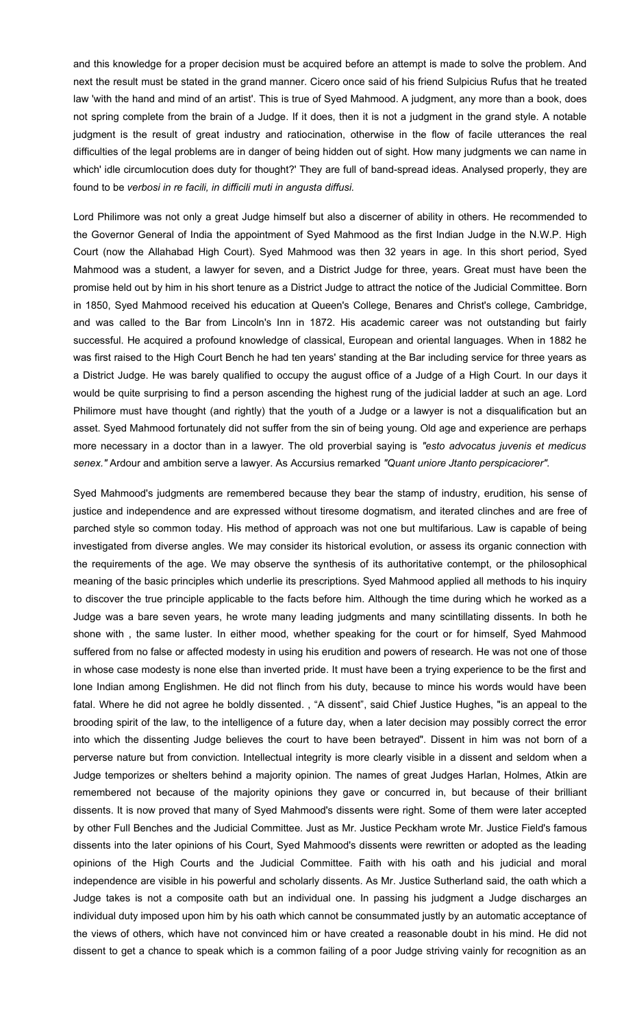and this knowledge for a proper decision must be acquired before an attempt is made to solve the problem. And next the result must be stated in the grand manner. Cicero once said of his friend Sulpicius Rufus that he treated law 'with the hand and mind of an artist'. This is true of Syed Mahmood. A judgment, any more than a book, does not spring complete from the brain of a Judge. If it does, then it is not a judgment in the grand style. A notable judgment is the result of great industry and ratiocination, otherwise in the flow of facile utterances the real difficulties of the legal problems are in danger of being hidden out of sight. How many judgments we can name in which' idle circumlocution does duty for thought?' They are full of band-spread ideas. Analysed properly, they are found to be *verbosi in re facili, in difficili muti in angusta diffusi.*

Lord Philimore was not only a great Judge himself but also a discerner of ability in others. He recommended to the Governor General of India the appointment of Syed Mahmood as the first Indian Judge in the N.W.P. High Court (now the Allahabad High Court). Syed Mahmood was then 32 years in age. In this short period, Syed Mahmood was a student, a lawyer for seven, and a District Judge for three, years. Great must have been the promise held out by him in his short tenure as a District Judge to attract the notice of the Judicial Committee. Born in 1850, Syed Mahmood received his education at Queen's College, Benares and Christ's college, Cambridge, and was called to the Bar from Lincoln's Inn in 1872. His academic career was not outstanding but fairly successful. He acquired a profound knowledge of classical, European and oriental languages. When in 1882 he was first raised to the High Court Bench he had ten years' standing at the Bar including service for three years as a District Judge. He was barely qualified to occupy the august office of a Judge of a High Court. In our days it would be quite surprising to find a person ascending the highest rung of the judicial ladder at such an age. Lord Philimore must have thought (and rightly) that the youth of a Judge or a lawyer is not a disqualification but an asset. Syed Mahmood fortunately did not suffer from the sin of being young. Old age and experience are perhaps more necessary in a doctor than in a lawyer. The old proverbial saying is *"esto advocatus juvenis et medicus senex."* Ardour and ambition serve a lawyer. As Accursius remarked *"Quant uniore Jtanto perspicaciorer"*.

Syed Mahmood's judgments are remembered because they bear the stamp of industry, erudition, his sense of justice and independence and are expressed without tiresome dogmatism, and iterated clinches and are free of parched style so common today. His method of approach was not one but multifarious. Law is capable of being investigated from diverse angles. We may consider its historical evolution, or assess its organic connection with the requirements of the age. We may observe the synthesis of its authoritative contempt, or the philosophical meaning of the basic principles which underlie its prescriptions. Syed Mahmood applied all methods to his inquiry to discover the true principle applicable to the facts before him. Although the time during which he worked as a Judge was a bare seven years, he wrote many leading judgments and many scintillating dissents. In both he shone with , the same luster. In either mood, whether speaking for the court or for himself, Syed Mahmood suffered from no false or affected modesty in using his erudition and powers of research. He was not one of those in whose case modesty is none else than inverted pride. It must have been a trying experience to be the first and lone Indian among Englishmen. He did not flinch from his duty, because to mince his words would have been fatal. Where he did not agree he boldly dissented. , "A dissent", said Chief Justice Hughes, "is an appeal to the brooding spirit of the law, to the intelligence of a future day, when a later decision may possibly correct the error into which the dissenting Judge believes the court to have been betrayed". Dissent in him was not born of a perverse nature but from conviction. Intellectual integrity is more clearly visible in a dissent and seldom when a Judge temporizes or shelters behind a majority opinion. The names of great Judges Harlan, Holmes, Atkin are remembered not because of the majority opinions they gave or concurred in, but because of their brilliant dissents. It is now proved that many of Syed Mahmood's dissents were right. Some of them were later accepted by other Full Benches and the Judicial Committee. Just as Mr. Justice Peckham wrote Mr. Justice Field's famous dissents into the later opinions of his Court, Syed Mahmood's dissents were rewritten or adopted as the leading opinions of the High Courts and the Judicial Committee. Faith with his oath and his judicial and moral independence are visible in his powerful and scholarly dissents. As Mr. Justice Sutherland said, the oath which a Judge takes is not a composite oath but an individual one. In passing his judgment a Judge discharges an individual duty imposed upon him by his oath which cannot be consummated justly by an automatic acceptance of the views of others, which have not convinced him or have created a reasonable doubt in his mind. He did not dissent to get a chance to speak which is a common failing of a poor Judge striving vainly for recognition as an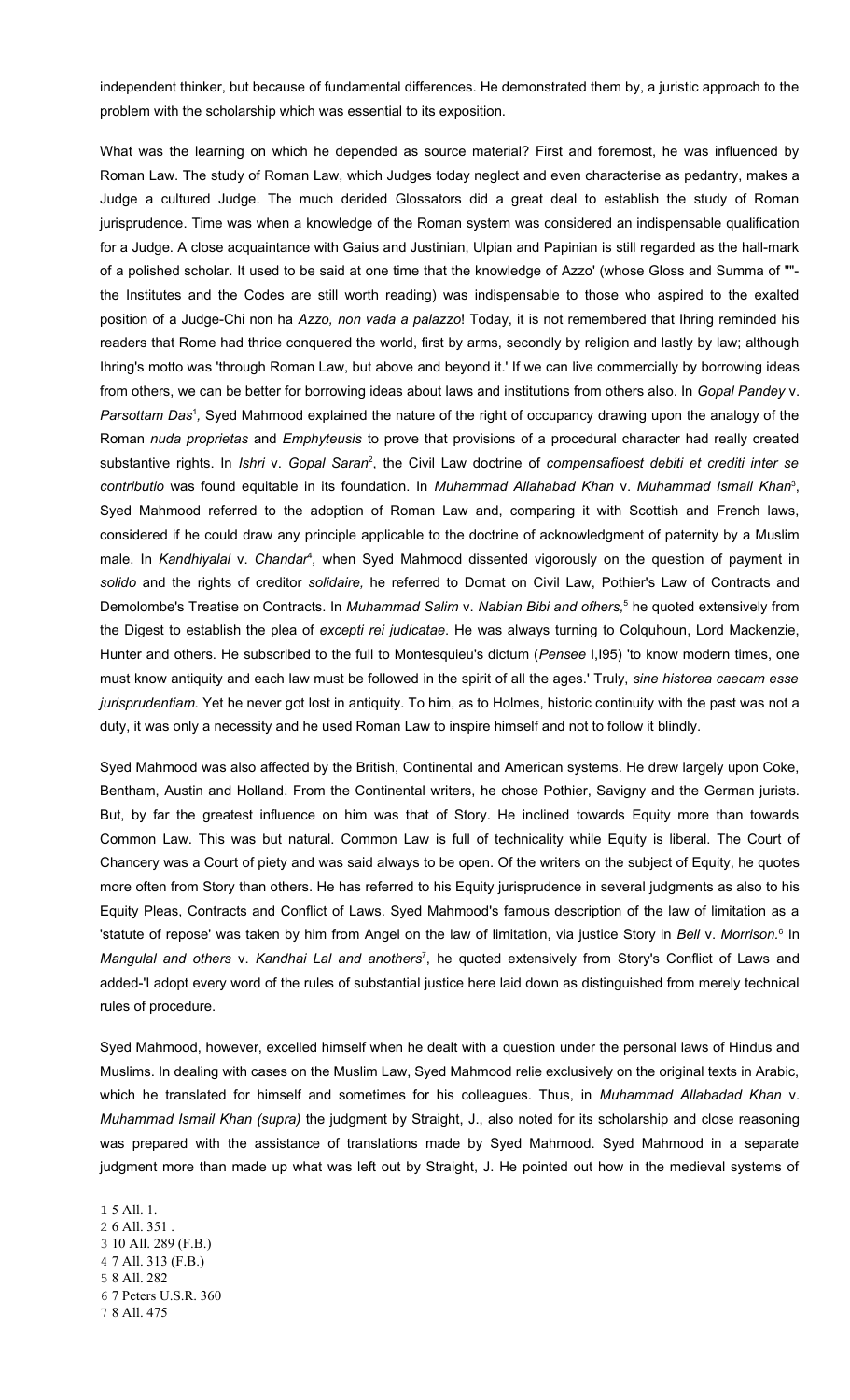independent thinker, but because of fundamental differences. He demonstrated them by, a juristic approach to the problem with the scholarship which was essential to its exposition.

What was the learning on which he depended as source material? First and foremost, he was influenced by Roman Law. The study of Roman Law, which Judges today neglect and even characterise as pedantry, makes a Judge a cultured Judge. The much derided Glossators did a great deal to establish the study of Roman jurisprudence. Time was when a knowledge of the Roman system was considered an indispensable qualification for a Judge. A close acquaintance with Gaius and Justinian, Ulpian and Papinian is still regarded as the hall-mark of a polished scholar. It used to be said at one time that the knowledge of Azzo' (whose Gloss and Summa of ""-the Institutes and the Codes are still worth reading) was indispensable to those who aspired to the exalted position of a Judge-Chi non ha *Azzo, non vada a palazzo*! Today, it is not remembered that Ihring reminded his readers that Rome had thrice conquered the world, first by arms, secondly by religion and lastly by law; although Ihring's motto was 'through Roman Law, but above and beyond it.' If we can live commercially by borrowing ideas from others, we can be better for borrowing ideas about laws and institutions from others also. In *Gopal Pandey* v. *Parsottam Das*[1]*,* Syed Mahmood explained the nature of the right of occupancy drawing upon the analogy of the Roman *nuda proprietas* and *Emphyteusis* to prove that provisions of a procedural character had really created substantive rights. In *Ishri* v. *Gopal Saran*[2], the Civil Law doctrine of *compensafioest debiti et crediti inter se contributio* was found equitable in its foundation. In *Muhammad Allahabad Khan* v. *Muhammad Ismail Khan*[3], Syed Mahmood referred to the adoption of Roman Law and, comparing it with Scottish and French laws, considered if he could draw any principle applicable to the doctrine of acknowledgment of paternity by a Muslim male. In *Kandhiyalal* v. *Chandar*[4]*,* when Syed Mahmood dissented vigorously on the question of payment in *solido* and the rights of creditor *solidaire,* he referred to Domat on Civil Law, Pothier's Law of Contracts and Demolombe's Treatise on Contracts. In *Muhammad Salim* v. *Nabian Bibi and ofhers,*[5] he quoted extensively from the Digest to establish the plea of *excepti rei judicatae*. He was always turning to Colquhoun, Lord Mackenzie, Hunter and others. He subscribed to the full to Montesquieu's dictum (*Pensee* I,I95) 'to know modern times, one must know antiquity and each law must be followed in the spirit of all the ages.' Truly, *sine historea caecam esse jurisprudentiam.* Yet he never got lost in antiquity. To him, as to Holmes, historic continuity with the past was not a duty, it was only a necessity and he used Roman Law to inspire himself and not to follow it blindly.

Syed Mahmood was also affected by the British, Continental and American systems. He drew largely upon Coke, Bentham, Austin and Holland. From the Continental writers, he chose Pothier, Savigny and the German jurists. But, by far the greatest influence on him was that of Story. He inclined towards Equity more than towards Common Law. This was but natural. Common Law is full of technicality while Equity is liberal. The Court of Chancery was a Court of piety and was said always to be open. Of the writers on the subject of Equity, he quotes more often from Story than others. He has referred to his Equity jurisprudence in several judgments as also to his Equity Pleas, Contracts and Conflict of Laws. Syed Mahmood's famous description of the law of limitation as a 'statute of repose' was taken by him from Angel on the law of limitation, via justice Story in *Bell* v. *Morrison.*[6] In *Mangulal and others* v. *Kandhai Lal and anothers*[7], he quoted extensively from Story's Conflict of Laws and added-'I adopt every word of the rules of substantial justice here laid down as distinguished from merely technical rules of procedure.

Syed Mahmood, however, excelled himself when he dealt with a question under the personal laws of Hindus and Muslims. In dealing with cases on the Muslim Law, Syed Mahmood relie exclusively on the original texts in Arabic, which he translated for himself and sometimes for his colleagues. Thus, in *Muhammad Allabadad Khan* v. *Muhammad Ismail Khan (supra)* the judgment by Straight, J., also noted for its scholarship and close reasoning was prepared with the assistance of translations made by Syed Mahmood. Syed Mahmood in a separate judgment more than made up what was left out by Straight, J. He pointed out how in the medieval systems of

---

1 5 All. 1.
2 6 All. 351 .
3 10 All. 289 (F.B.)
4 7 All. 313 (F.B.)
5 8 All. 282
6 7 Peters U.S.R. 360
7 8 All. 475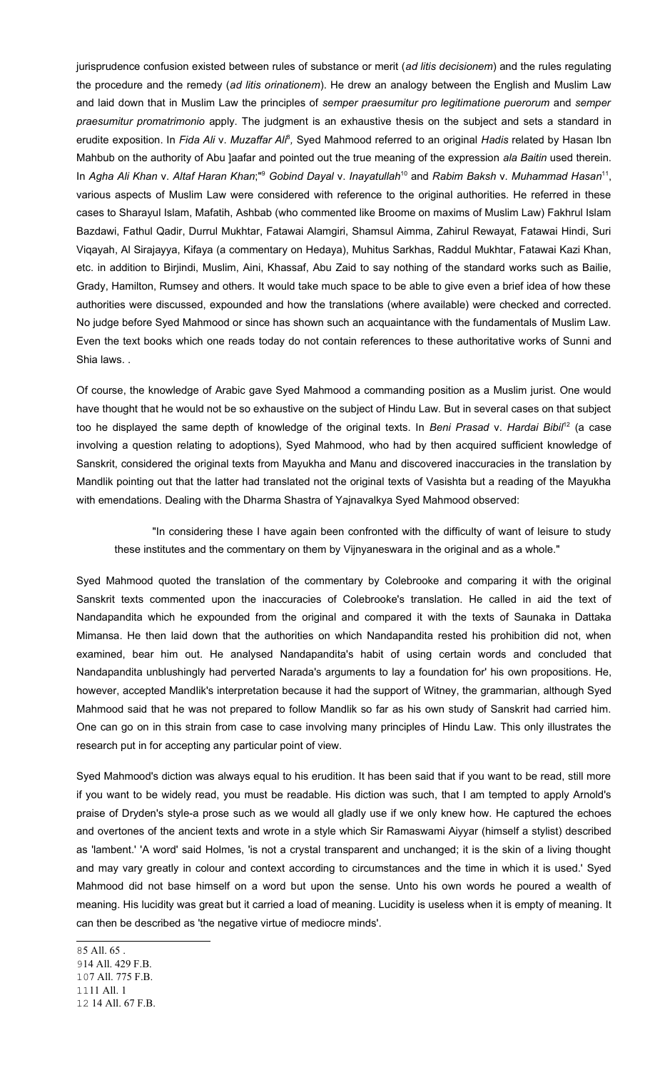jurisprudence confusion existed between rules of substance or merit (*ad litis decisionem*) and the rules regulating the procedure and the remedy (*ad litis orinationem*). He drew an analogy between the English and Muslim Law and laid down that in Muslim Law the principles of *semper praesumitur pro legitimatione puerorum* and *semper praesumitur promatrimonio* apply. The judgment is an exhaustive thesis on the subject and sets a standard in erudite exposition. In *Fida Ali* v. *Muzaffar Ali*[8], Syed Mahmood referred to an original *Hadis* related by Hasan Ibn Mahbub on the authority of Abu ]aafar and pointed out the true meaning of the expression *ala Baitin* used therein. In *Agha Ali Khan* v. *Altaf Haran Khan*;"[9] *Gobind Dayal* v. *Inayatullah*[10] and *Rabim Baksh* v. *Muhammad Hasan*[11], various aspects of Muslim Law were considered with reference to the original authorities. He referred in these cases to Sharayul Islam, Mafatih, Ashbab (who commented like Broome on maxims of Muslim Law) Fakhrul Islam Bazdawi, Fathul Qadir, Durrul Mukhtar, Fatawai Alamgiri, Shamsul Aimma, Zahirul Rewayat, Fatawai Hindi, Suri Viqayah, Al Sirajayya, Kifaya (a commentary on Hedaya), Muhitus Sarkhas, Raddul Mukhtar, Fatawai Kazi Khan, etc. in addition to Birjindi, Muslim, Aini, Khassaf, Abu Zaid to say nothing of the standard works such as Bailie, Grady, Hamilton, Rumsey and others. It would take much space to be able to give even a brief idea of how these authorities were discussed, expounded and how the translations (where available) were checked and corrected. No judge before Syed Mahmood or since has shown such an acquaintance with the fundamentals of Muslim Law. Even the text books which one reads today do not contain references to these authoritative works of Sunni and Shia laws. .

Of course, the knowledge of Arabic gave Syed Mahmood a commanding position as a Muslim jurist. One would have thought that he would not be so exhaustive on the subject of Hindu Law. But in several cases on that subject too he displayed the same depth of knowledge of the original texts. In *Beni Prasad* v. *Hardai Bibi*[12] (a case involving a question relating to adoptions), Syed Mahmood, who had by then acquired sufficient knowledge of Sanskrit, considered the original texts from Mayukha and Manu and discovered inaccuracies in the translation by Mandlik pointing out that the latter had translated not the original texts of Vasishta but a reading of the Mayukha with emendations. Dealing with the Dharma Shastra of Yajnavalkya Syed Mahmood observed:

> "In considering these I have again been confronted with the difficulty of want of leisure to study these institutes and the commentary on them by Vijnyaneswara in the original and as a whole."

Syed Mahmood quoted the translation of the commentary by Colebrooke and comparing it with the original Sanskrit texts commented upon the inaccuracies of Colebrooke's translation. He called in aid the text of Nandapandita which he expounded from the original and compared it with the texts of Saunaka in Dattaka Mimansa. He then laid down that the authorities on which Nandapandita rested his prohibition did not, when examined, bear him out. He analysed Nandapandita's habit of using certain words and concluded that Nandapandita unblushingly had perverted Narada's arguments to lay a foundation for' his own propositions. He, however, accepted Mandlik's interpretation because it had the support of Witney, the grammarian, although Syed Mahmood said that he was not prepared to follow Mandlik so far as his own study of Sanskrit had carried him. One can go on in this strain from case to case involving many principles of Hindu Law. This only illustrates the research put in for accepting any particular point of view.

Syed Mahmood's diction was always equal to his erudition. It has been said that if you want to be read, still more if you want to be widely read, you must be readable. His diction was such, that I am tempted to apply Arnold's praise of Dryden's style-a prose such as we would all gladly use if we only knew how. He captured the echoes and overtones of the ancient texts and wrote in a style which Sir Ramaswami Aiyyar (himself a stylist) described as 'lambent.' 'A word' said Holmes, 'is not a crystal transparent and unchanged; it is the skin of a living thought and may vary greatly in colour and context according to circumstances and the time in which it is used.' Syed Mahmood did not base himself on a word but upon the sense. Unto his own words he poured a wealth of meaning. His lucidity was great but it carried a load of meaning. Lucidity is useless when it is empty of meaning. It can then be described as 'the negative virtue of mediocre minds'.

---

[8] 5 All. 65 .
[9] 14 All. 429 F.B.
[10] 7 All. 775 F.B.
[11] 11 All. 1
[12] 14 All. 67 F.B.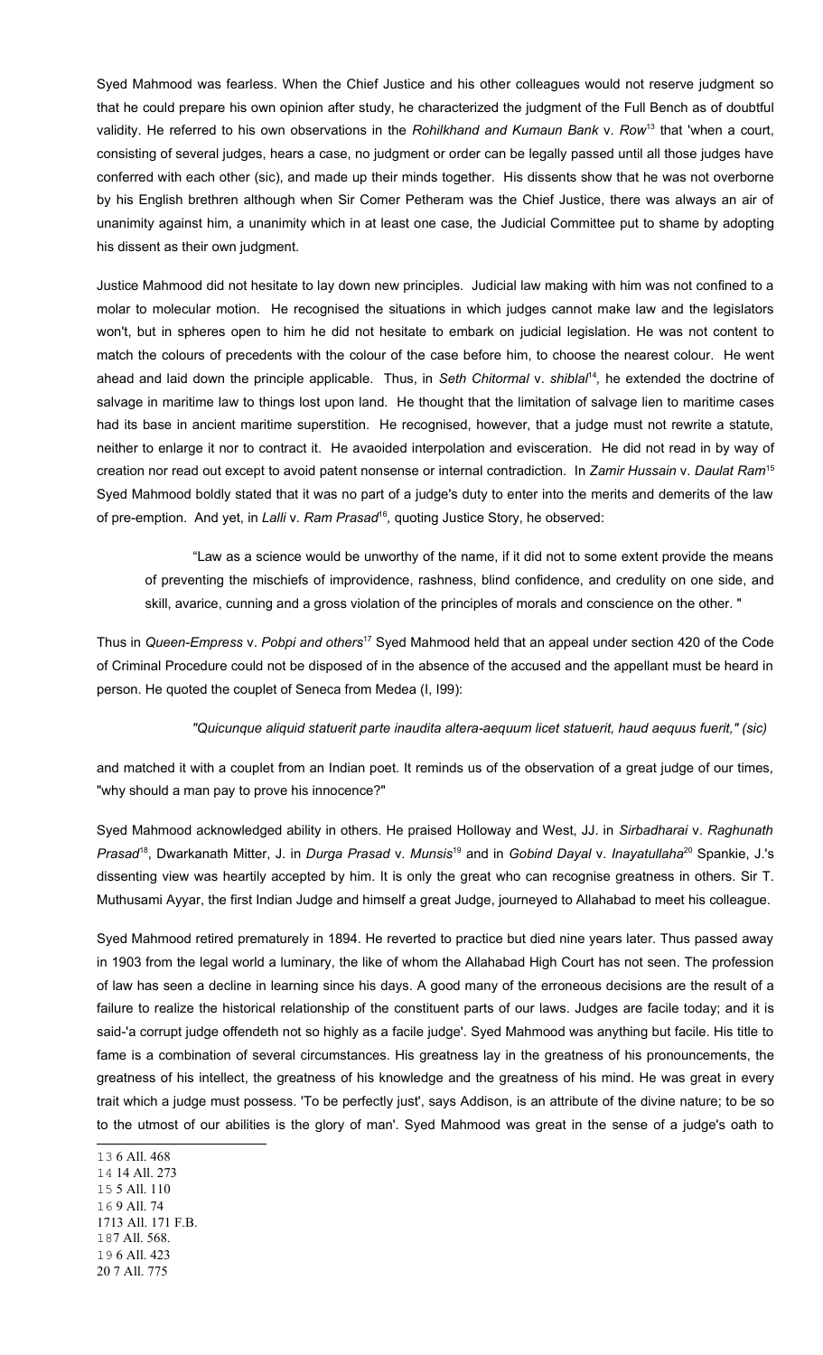Syed Mahmood was fearless. When the Chief Justice and his other colleagues would not reserve judgment so that he could prepare his own opinion after study, he characterized the judgment of the Full Bench as of doubtful validity. He referred to his own observations in the *Rohilkhand and Kumaun Bank* v. *Row*[13] that 'when a court, consisting of several judges, hears a case, no judgment or order can be legally passed until all those judges have conferred with each other (sic), and made up their minds together. His dissents show that he was not overborne by his English brethren although when Sir Comer Petheram was the Chief Justice, there was always an air of unanimity against him, a unanimity which in at least one case, the Judicial Committee put to shame by adopting his dissent as their own judgment.

Justice Mahmood did not hesitate to lay down new principles. Judicial law making with him was not confined to a molar to molecular motion. He recognised the situations in which judges cannot make law and the legislators won't, but in spheres open to him he did not hesitate to embark on judicial legislation. He was not content to match the colours of precedents with the colour of the case before him, to choose the nearest colour. He went ahead and laid down the principle applicable. Thus, in *Seth Chitormal* v. *shiblal*[14], he extended the doctrine of salvage in maritime law to things lost upon land. He thought that the limitation of salvage lien to maritime cases had its base in ancient maritime superstition. He recognised, however, that a judge must not rewrite a statute, neither to enlarge it nor to contract it. He avaoided interpolation and evisceration. He did not read in by way of creation nor read out except to avoid patent nonsense or internal contradiction. In *Zamir Hussain* v. *Daulat Ram*[15] Syed Mahmood boldly stated that it was no part of a judge's duty to enter into the merits and demerits of the law of pre-emption. And yet, in *Lalli* v. *Ram Prasad*[16], quoting Justice Story, he observed:

> "Law as a science would be unworthy of the name, if it did not to some extent provide the means of preventing the mischiefs of improvidence, rashness, blind confidence, and credulity on one side, and skill, avarice, cunning and a gross violation of the principles of morals and conscience on the other. "

Thus in *Queen-Empress* v. *Pobpi and others*[17] Syed Mahmood held that an appeal under section 420 of the Code of Criminal Procedure could not be disposed of in the absence of the accused and the appellant must be heard in person. He quoted the couplet of Seneca from Medea (I, I99):

> *"Quicunque aliquid statuerit parte inaudita altera-aequum licet statuerit, haud aequus fuerit," (sic)*

and matched it with a couplet from an Indian poet. It reminds us of the observation of a great judge of our times, "why should a man pay to prove his innocence?"

Syed Mahmood acknowledged ability in others. He praised Holloway and West, JJ. in *Sirbadharai* v. *Raghunath Prasad*[18], Dwarkanath Mitter, J. in *Durga Prasad* v. *Munsis*[19] and in *Gobind Dayal* v. *Inayatullaha*[20] Spankie, J.'s dissenting view was heartily accepted by him. It is only the great who can recognise greatness in others. Sir T. Muthusami Ayyar, the first Indian Judge and himself a great Judge, journeyed to Allahabad to meet his colleague.

Syed Mahmood retired prematurely in 1894. He reverted to practice but died nine years later. Thus passed away in 1903 from the legal world a luminary, the like of whom the Allahabad High Court has not seen. The profession of law has seen a decline in learning since his days. A good many of the erroneous decisions are the result of a failure to realize the historical relationship of the constituent parts of our laws. Judges are facile today; and it is said-'a corrupt judge offendeth not so highly as a facile judge'. Syed Mahmood was anything but facile. His title to fame is a combination of several circumstances. His greatness lay in the greatness of his pronouncements, the greatness of his intellect, the greatness of his knowledge and the greatness of his mind. He was great in every trait which a judge must possess. 'To be perfectly just', says Addison, is an attribute of the divine nature; to be so to the utmost of our abilities is the glory of man'. Syed Mahmood was great in the sense of a judge's oath to

---

13 6 All. 468

14 14 All. 273

15 5 All. 110

16 9 All. 74

17 13 All. 171 F.B.

18 7 All. 568.

19 6 All. 423

20 7 All. 775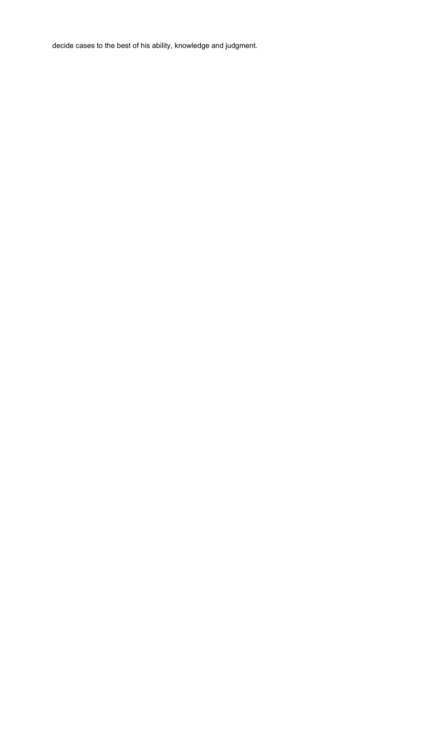decide cases to the best of his ability, knowledge and judgment.